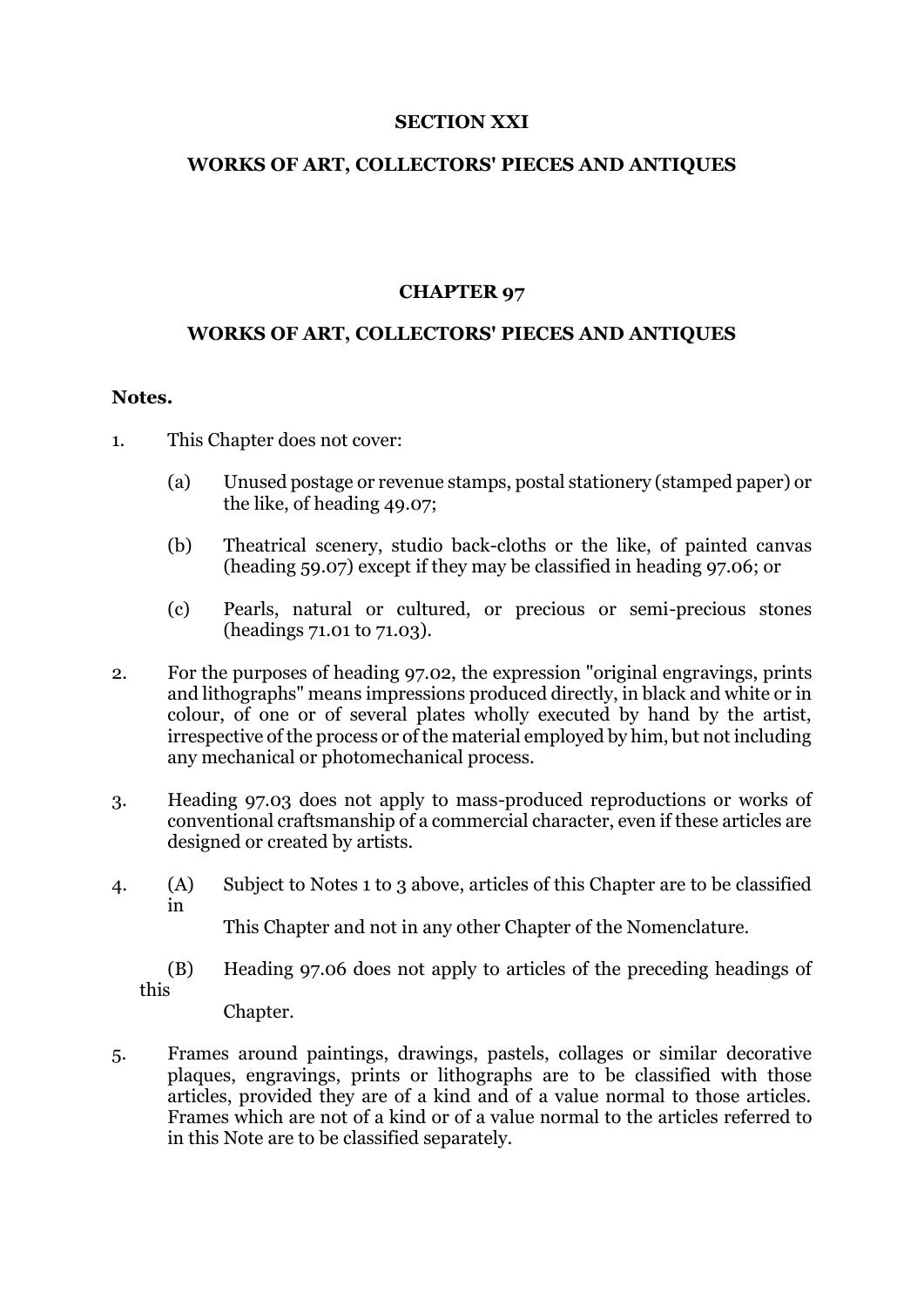# SECTION XXI

# WORKS OF ART, COLLECTORS' PIECES AND ANTIQUES

## CHAPTER 97

## WORKS OF ART, COLLECTORS' PIECES AND ANTIQUES

**Notes.**

1. This Chapter does not cover:

   (a) Unused postage or revenue stamps, postal stationery (stamped paper) or the like, of heading 49.07;

   (b) Theatrical scenery, studio back-cloths or the like, of painted canvas (heading 59.07) except if they may be classified in heading 97.06; or

   (c) Pearls, natural or cultured, or precious or semi-precious stones (headings 71.01 to 71.03).

2. For the purposes of heading 97.02, the expression "original engravings, prints and lithographs" means impressions produced directly, in black and white or in colour, of one or of several plates wholly executed by hand by the artist, irrespective of the process or of the material employed by him, but not including any mechanical or photomechanical process.

3. Heading 97.03 does not apply to mass-produced reproductions or works of conventional craftsmanship of a commercial character, even if these articles are designed or created by artists.

4. (A) Subject to Notes 1 to 3 above, articles of this Chapter are to be classified in This Chapter and not in any other Chapter of the Nomenclature.

   (B) Heading 97.06 does not apply to articles of the preceding headings of this Chapter.

5. Frames around paintings, drawings, pastels, collages or similar decorative plaques, engravings, prints or lithographs are to be classified with those articles, provided they are of a kind and of a value normal to those articles. Frames which are not of a kind or of a value normal to the articles referred to in this Note are to be classified separately.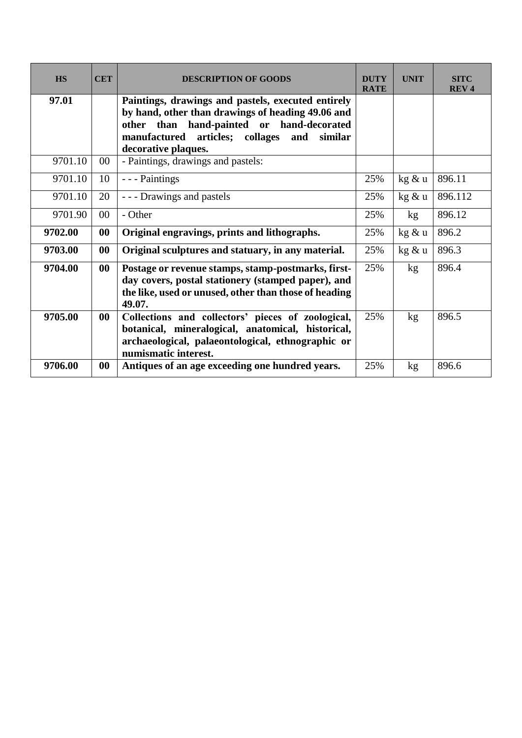| HS | CET | DESCRIPTION OF GOODS | DUTY RATE | UNIT | SITC REV 4 |
|---|---|---|---|---|---|
| **97.01** | | **Paintings, drawings and pastels, executed entirely by hand, other than drawings of heading 49.06 and other than hand-painted or hand-decorated manufactured articles; collages and similar decorative plaques.** | | | |
| 9701.10 | 00 | - Paintings, drawings and pastels: | | | |
| 9701.10 | 10 | - - - Paintings | 25% | kg & u | 896.11 |
| 9701.10 | 20 | - - - Drawings and pastels | 25% | kg & u | 896.112 |
| 9701.90 | 00 | - Other | 25% | kg | 896.12 |
| **9702.00** | **00** | **Original engravings, prints and lithographs.** | 25% | kg & u | 896.2 |
| **9703.00** | **00** | **Original sculptures and statuary, in any material.** | 25% | kg & u | 896.3 |
| **9704.00** | **00** | **Postage or revenue stamps, stamp-postmarks, first-day covers, postal stationery (stamped paper), and the like, used or unused, other than those of heading 49.07.** | 25% | kg | 896.4 |
| **9705.00** | **00** | **Collections and collectors' pieces of zoological, botanical, mineralogical, anatomical, historical, archaeological, palaeontological, ethnographic or numismatic interest.** | 25% | kg | 896.5 |
| **9706.00** | **00** | **Antiques of an age exceeding one hundred years.** | 25% | kg | 896.6 |